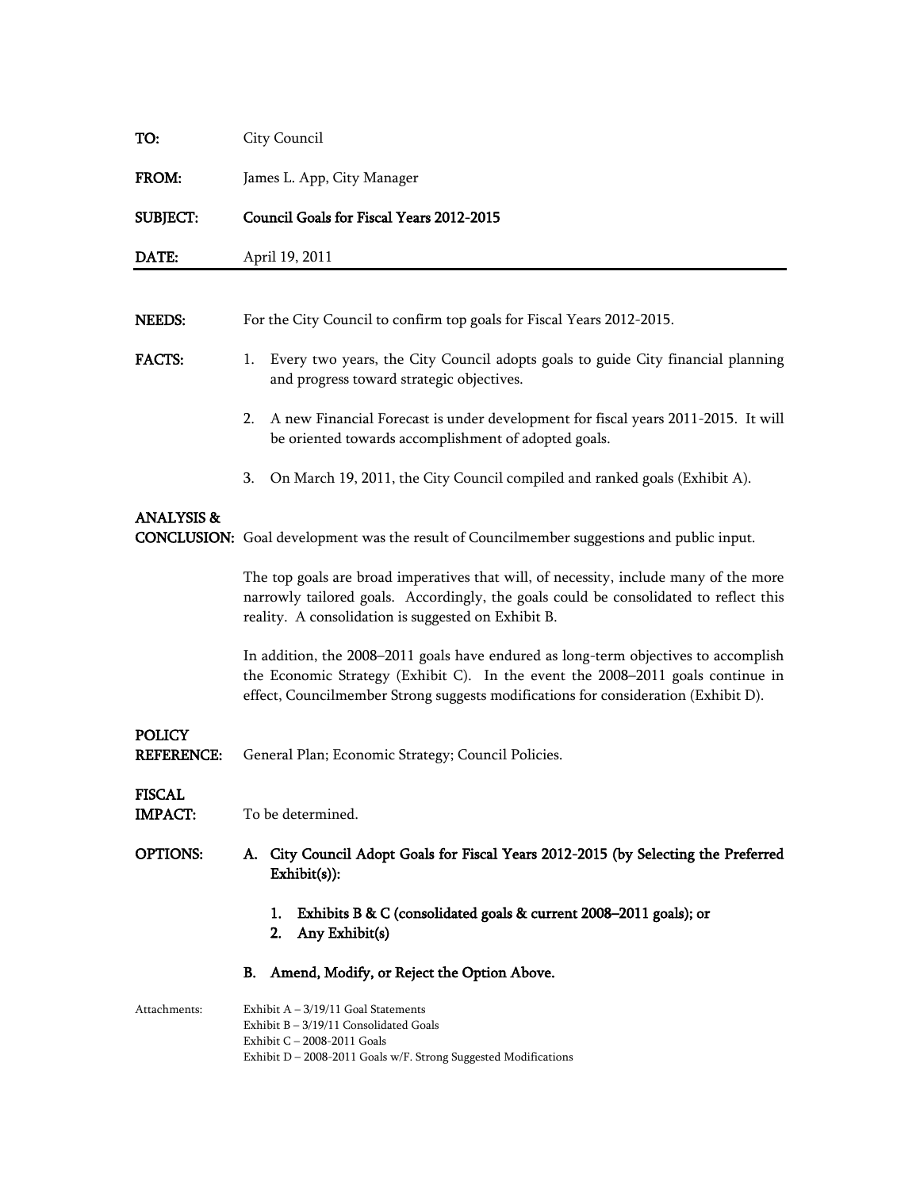**TO:** City Council

**FROM:** James L. App, City Manager

**SUBJECT:** **Council Goals for Fiscal Years 2012-2015**

**DATE:** April 19, 2011

---

**NEEDS:** For the City Council to confirm top goals for Fiscal Years 2012-2015.

**FACTS:**

1. Every two years, the City Council adopts goals to guide City financial planning and progress toward strategic objectives.
2. A new Financial Forecast is under development for fiscal years 2011-2015. It will be oriented towards accomplishment of adopted goals.
3. On March 19, 2011, the City Council compiled and ranked goals (Exhibit A).

**ANALYSIS & CONCLUSION:** Goal development was the result of Councilmember suggestions and public input.

The top goals are broad imperatives that will, of necessity, include many of the more narrowly tailored goals. Accordingly, the goals could be consolidated to reflect this reality. A consolidation is suggested on Exhibit B.

In addition, the 2008–2011 goals have endured as long-term objectives to accomplish the Economic Strategy (Exhibit C). In the event the 2008–2011 goals continue in effect, Councilmember Strong suggests modifications for consideration (Exhibit D).

**POLICY REFERENCE:** General Plan; Economic Strategy; Council Policies.

**FISCAL IMPACT:** To be determined.

**OPTIONS:**

**A. City Council Adopt Goals for Fiscal Years 2012-2015 (by Selecting the Preferred Exhibit(s)):**

1. **Exhibits B & C (consolidated goals & current 2008–2011 goals); or**
2. **Any Exhibit(s)**

**B. Amend, Modify, or Reject the Option Above.**

Attachments:

Exhibit A – 3/19/11 Goal Statements
Exhibit B – 3/19/11 Consolidated Goals
Exhibit C – 2008-2011 Goals
Exhibit D – 2008-2011 Goals w/F. Strong Suggested Modifications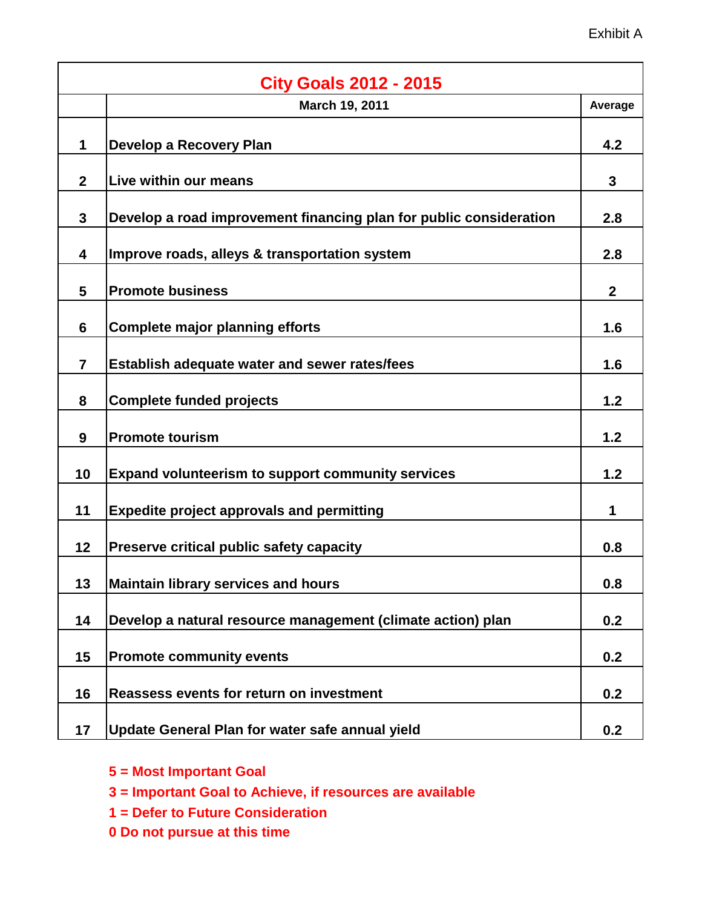Exhibit A

| City Goals 2012 - 2015 | | |
|---|---|---|
| | March 19, 2011 | Average |
| 1 | Develop a Recovery Plan | 4.2 |
| 2 | Live within our means | 3 |
| 3 | Develop a road improvement financing plan for public consideration | 2.8 |
| 4 | Improve roads, alleys & transportation system | 2.8 |
| 5 | Promote business | 2 |
| 6 | Complete major planning efforts | 1.6 |
| 7 | Establish adequate water and sewer rates/fees | 1.6 |
| 8 | Complete funded projects | 1.2 |
| 9 | Promote tourism | 1.2 |
| 10 | Expand volunteerism to support community services | 1.2 |
| 11 | Expedite project approvals and permitting | 1 |
| 12 | Preserve critical public safety capacity | 0.8 |
| 13 | Maintain library services and hours | 0.8 |
| 14 | Develop a natural resource management (climate action) plan | 0.2 |
| 15 | Promote community events | 0.2 |
| 16 | Reassess events for return on investment | 0.2 |
| 17 | Update General Plan for water safe annual yield | 0.2 |

5 = Most Important Goal

3 = Important Goal to Achieve, if resources are available

1 = Defer to Future Consideration

0 Do not pursue at this time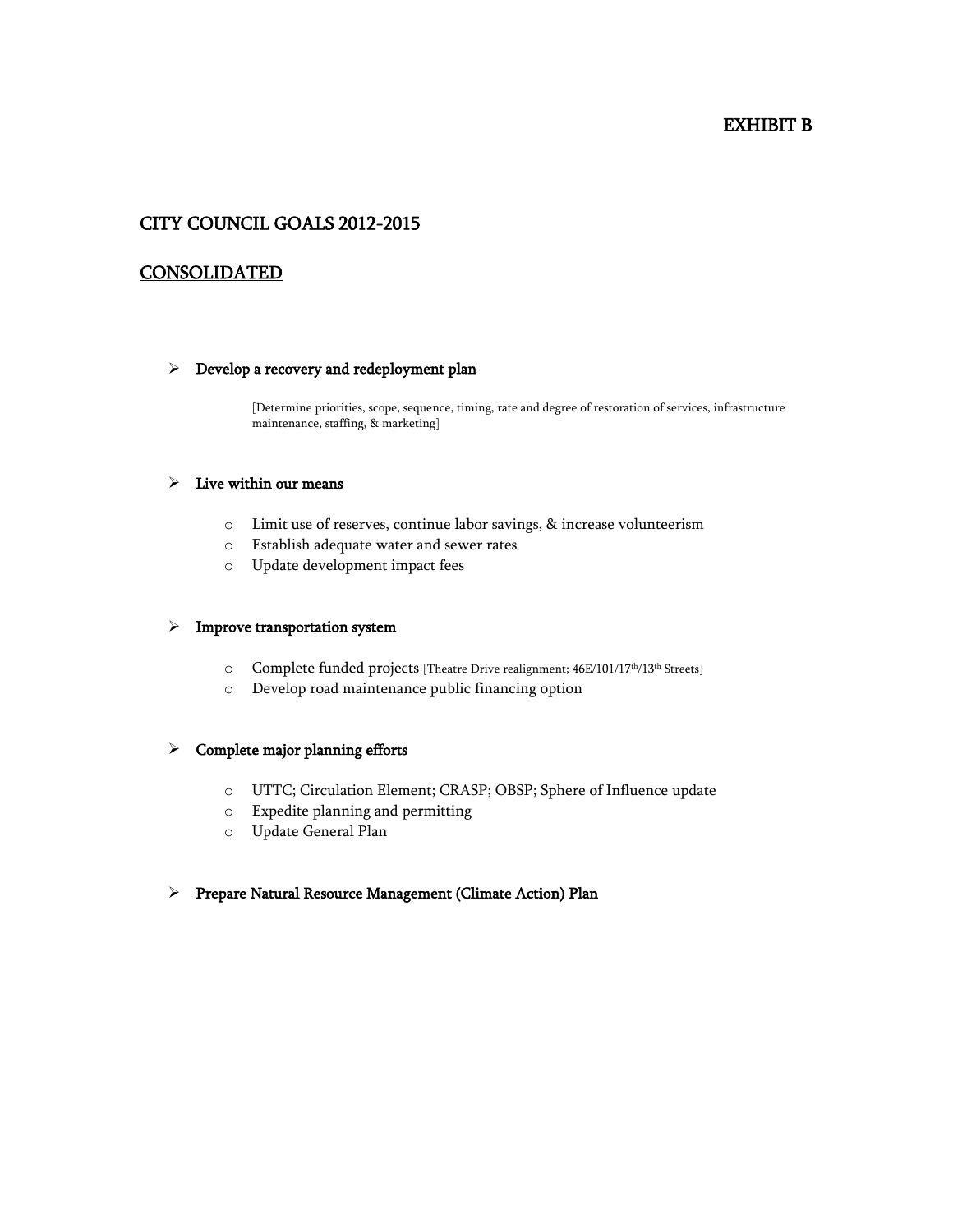EXHIBIT B

# CITY COUNCIL GOALS 2012-2015

## CONSOLIDATED

- **Develop a recovery and redeployment plan**

  [Determine priorities, scope, sequence, timing, rate and degree of restoration of services, infrastructure maintenance, staffing, & marketing]

- **Live within our means**
  - Limit use of reserves, continue labor savings, & increase volunteerism
  - Establish adequate water and sewer rates
  - Update development impact fees

- **Improve transportation system**
  - Complete funded projects [Theatre Drive realignment; 46E/101/17th/13th Streets]
  - Develop road maintenance public financing option

- **Complete major planning efforts**
  - UTTC; Circulation Element; CRASP; OBSP; Sphere of Influence update
  - Expedite planning and permitting
  - Update General Plan

- **Prepare Natural Resource Management (Climate Action) Plan**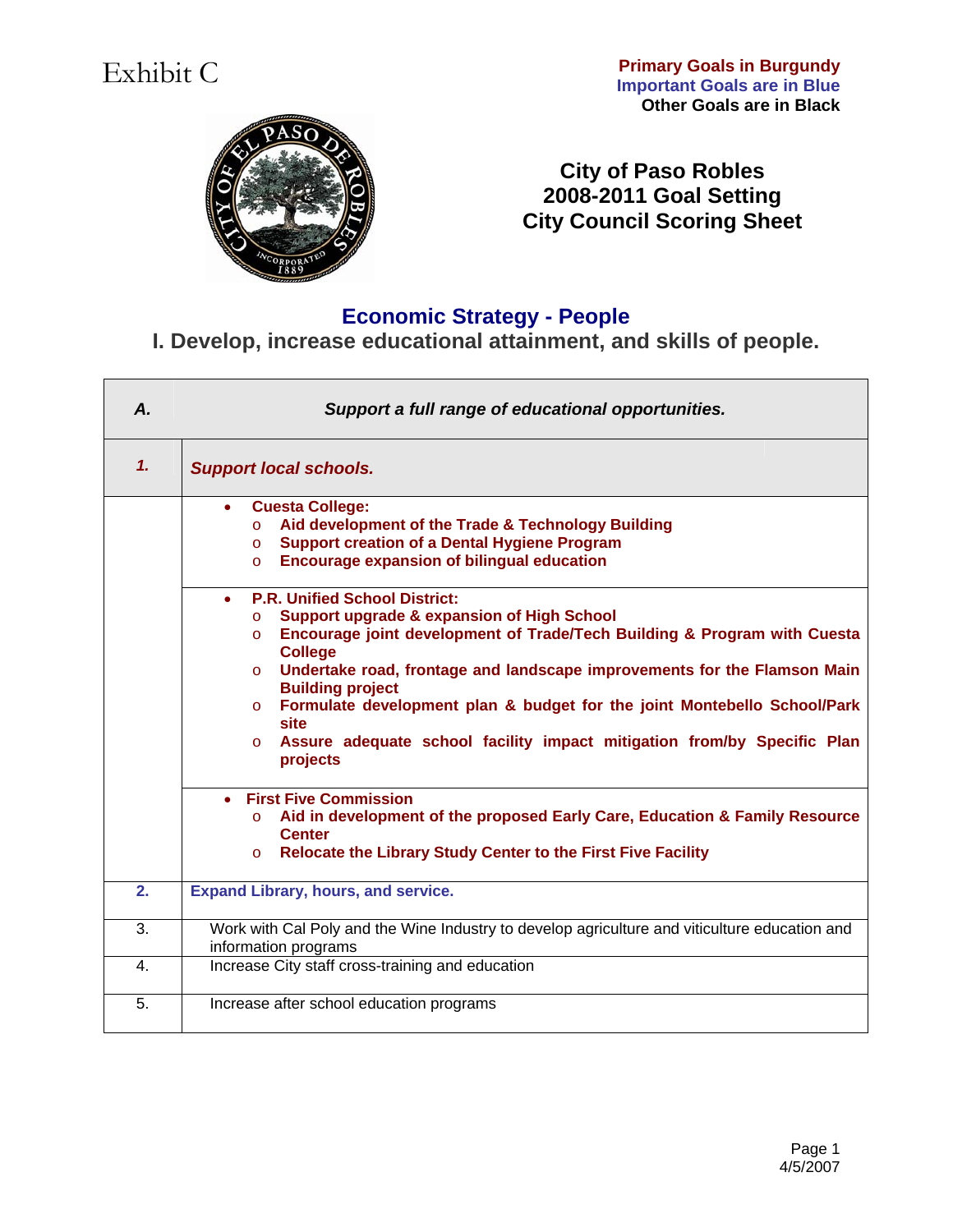Exhibit C

Primary Goals in Burgundy
Important Goals are in Blue
Other Goals are in Black

# City of Paso Robles
# 2008-2011 Goal Setting
# City Council Scoring Sheet

## Economic Strategy - People

## I. Develop, increase educational attainment, and skills of people.

| | |
|---|---|
| ***A.*** | ***Support a full range of educational opportunities.*** |
| ***1.*** | ***Support local schools.*** |
| | • **Cuesta College:**<br>o **Aid development of the Trade & Technology Building**<br>o **Support creation of a Dental Hygiene Program**<br>o **Encourage expansion of bilingual education** |
| | • **P.R. Unified School District:**<br>o **Support upgrade & expansion of High School**<br>o **Encourage joint development of Trade/Tech Building & Program with Cuesta College**<br>o **Undertake road, frontage and landscape improvements for the Flamson Main Building project**<br>o **Formulate development plan & budget for the joint Montebello School/Park site**<br>o **Assure adequate school facility impact mitigation from/by Specific Plan projects** |
| | • **First Five Commission**<br>o **Aid in development of the proposed Early Care, Education & Family Resource Center**<br>o **Relocate the Library Study Center to the First Five Facility** |
| **2.** | **Expand Library, hours, and service.** |
| 3. | Work with Cal Poly and the Wine Industry to develop agriculture and viticulture education and information programs |
| 4. | Increase City staff cross-training and education |
| 5. | Increase after school education programs |

4/5/2007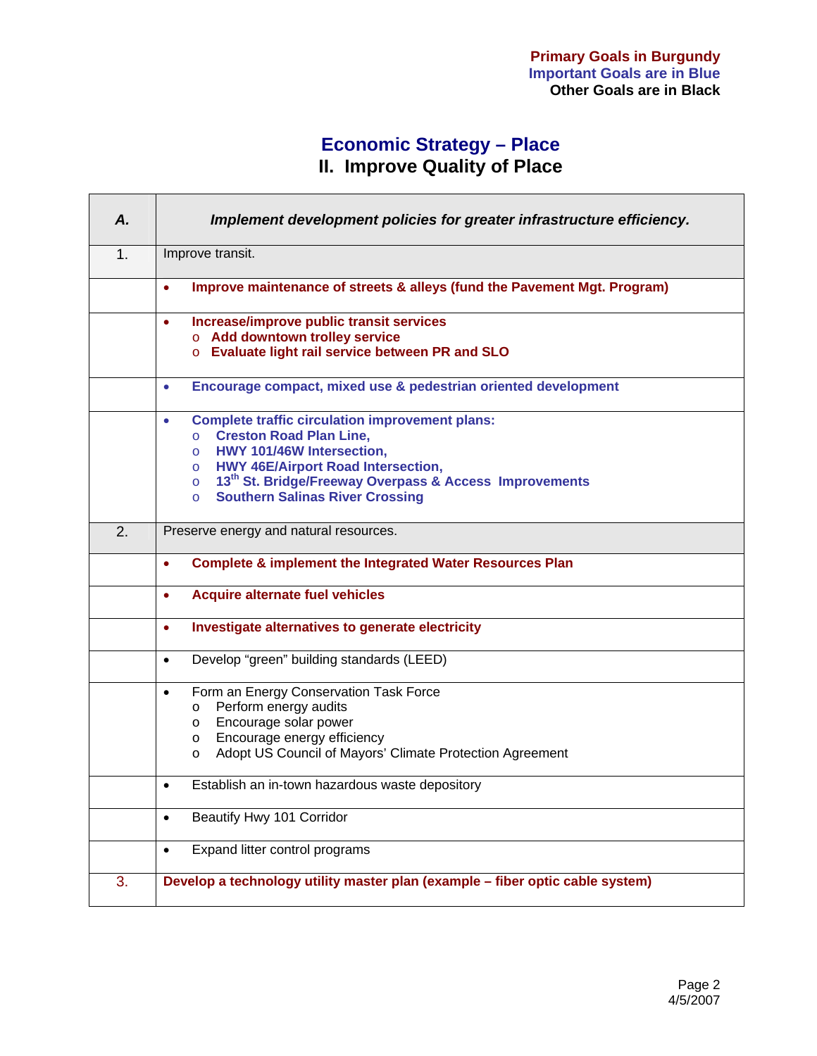Primary Goals in Burgundy
Important Goals are in Blue
Other Goals are in Black

# Economic Strategy – Place

## II. Improve Quality of Place

| | |
|---|---|
| ***A.*** | ***Implement development policies for greater infrastructure efficiency.*** |
| 1. | Improve transit. |
| | • **Improve maintenance of streets & alleys (fund the Pavement Mgt. Program)** |
| | • **Increase/improve public transit services**<br>o **Add downtown trolley service**<br>o **Evaluate light rail service between PR and SLO** |
| | • **Encourage compact, mixed use & pedestrian oriented development** |
| | • **Complete traffic circulation improvement plans:**<br>o **Creston Road Plan Line,**<br>o **HWY 101/46W Intersection,**<br>o **HWY 46E/Airport Road Intersection,**<br>o **13th St. Bridge/Freeway Overpass & Access Improvements**<br>o **Southern Salinas River Crossing** |
| 2. | Preserve energy and natural resources. |
| | • **Complete & implement the Integrated Water Resources Plan** |
| | • **Acquire alternate fuel vehicles** |
| | • **Investigate alternatives to generate electricity** |
| | • Develop “green” building standards (LEED) |
| | • Form an Energy Conservation Task Force<br>o Perform energy audits<br>o Encourage solar power<br>o Encourage energy efficiency<br>o Adopt US Council of Mayors’ Climate Protection Agreement |
| | • Establish an in-town hazardous waste depository |
| | • Beautify Hwy 101 Corridor |
| | • Expand litter control programs |
| 3. | **Develop a technology utility master plan (example – fiber optic cable system)** |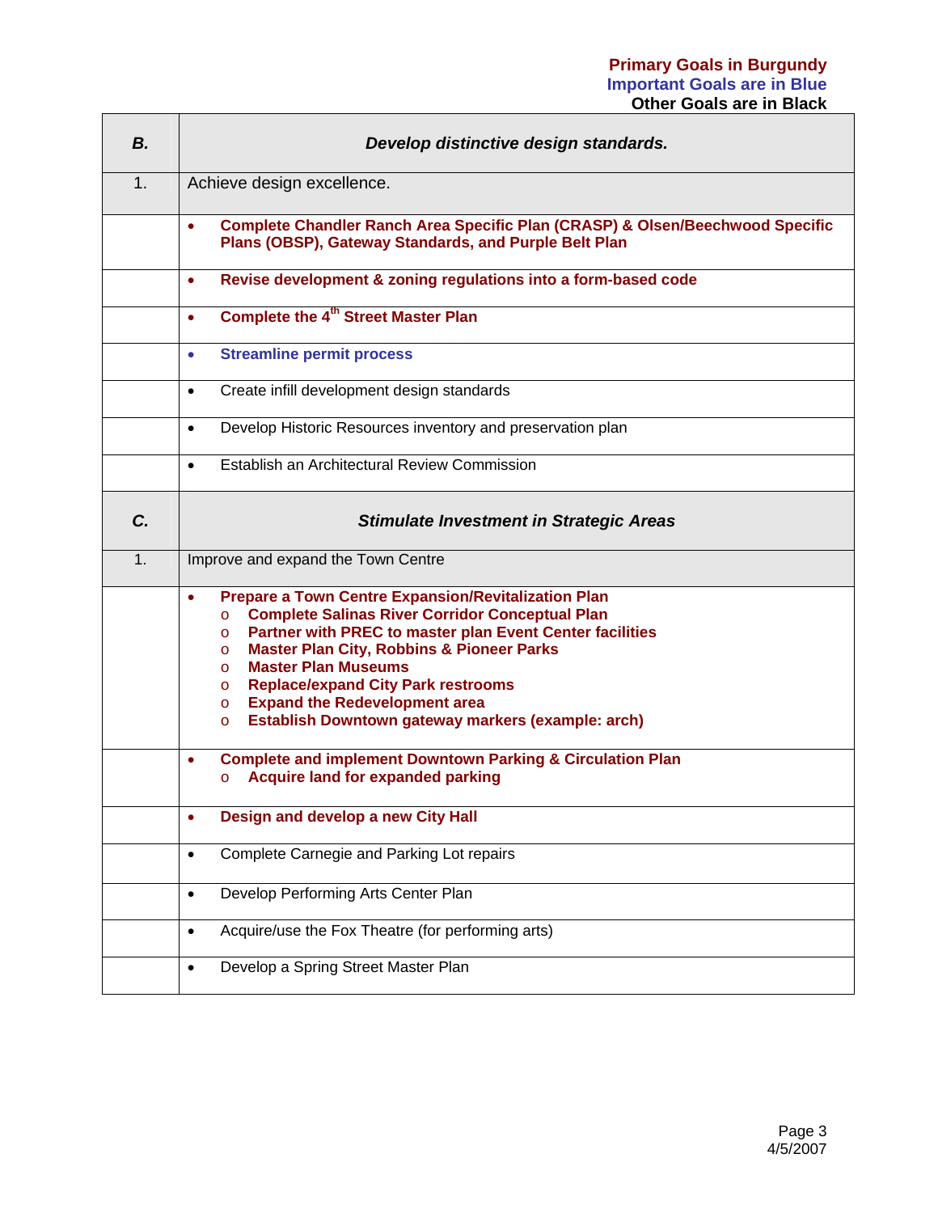**Primary Goals in Burgundy**
**Important Goals are in Blue**
**Other Goals are in Black**

| | |
|---|---|
| ***B.*** | ***Develop distinctive design standards.*** |
| 1. | Achieve design excellence. |
| | • **Complete Chandler Ranch Area Specific Plan (CRASP) & Olsen/Beechwood Specific Plans (OBSP), Gateway Standards, and Purple Belt Plan** |
| | • **Revise development & zoning regulations into a form-based code** |
| | • **Complete the 4th Street Master Plan** |
| | • **Streamline permit process** |
| | • Create infill development design standards |
| | • Develop Historic Resources inventory and preservation plan |
| | • Establish an Architectural Review Commission |
| ***C.*** | ***Stimulate Investment in Strategic Areas*** |
| 1. | Improve and expand the Town Centre |
| | • **Prepare a Town Centre Expansion/Revitalization Plan** <br> o **Complete Salinas River Corridor Conceptual Plan** <br> o **Partner with PREC to master plan Event Center facilities** <br> o **Master Plan City, Robbins & Pioneer Parks** <br> o **Master Plan Museums** <br> o **Replace/expand City Park restrooms** <br> o **Expand the Redevelopment area** <br> o **Establish Downtown gateway markers (example: arch)** |
| | • **Complete and implement Downtown Parking & Circulation Plan** <br> o **Acquire land for expanded parking** |
| | • **Design and develop a new City Hall** |
| | • Complete Carnegie and Parking Lot repairs |
| | • Develop Performing Arts Center Plan |
| | • Acquire/use the Fox Theatre (for performing arts) |
| | • Develop a Spring Street Master Plan |

4/5/2007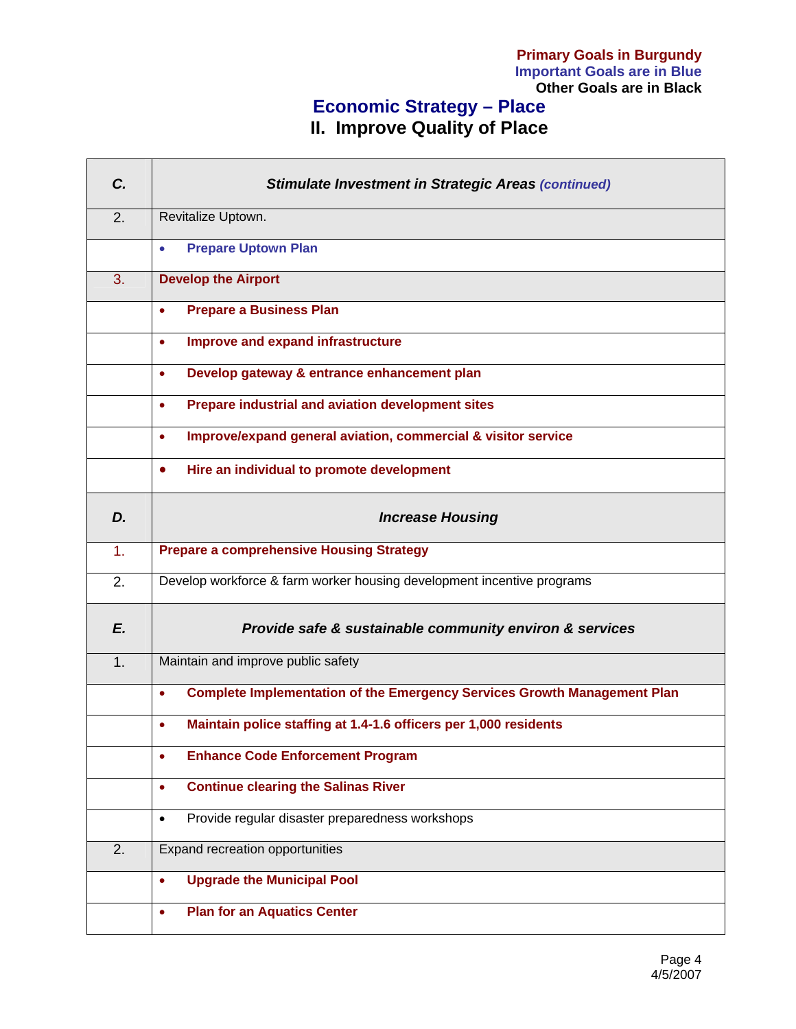Primary Goals in Burgundy
Important Goals are in Blue
Other Goals are in Black

# Economic Strategy – Place

## II. Improve Quality of Place

| | |
|---|---|
| ***C.*** | ***Stimulate Investment in Strategic Areas*** ***(continued)*** |
| 2. | Revitalize Uptown. |
| | • **Prepare Uptown Plan** |
| 3. | **Develop the Airport** |
| | • **Prepare a Business Plan** |
| | • **Improve and expand infrastructure** |
| | • **Develop gateway & entrance enhancement plan** |
| | • **Prepare industrial and aviation development sites** |
| | • **Improve/expand general aviation, commercial & visitor service** |
| | • **Hire an individual to promote development** |
| ***D.*** | ***Increase Housing*** |
| 1. | **Prepare a comprehensive Housing Strategy** |
| 2. | Develop workforce & farm worker housing development incentive programs |
| ***E.*** | ***Provide safe & sustainable community environ & services*** |
| 1. | Maintain and improve public safety |
| | • **Complete Implementation of the Emergency Services Growth Management Plan** |
| | • **Maintain police staffing at 1.4-1.6 officers per 1,000 residents** |
| | • **Enhance Code Enforcement Program** |
| | • **Continue clearing the Salinas River** |
| | • Provide regular disaster preparedness workshops |
| 2. | Expand recreation opportunities |
| | • **Upgrade the Municipal Pool** |
| | • **Plan for an Aquatics Center** |

4/5/2007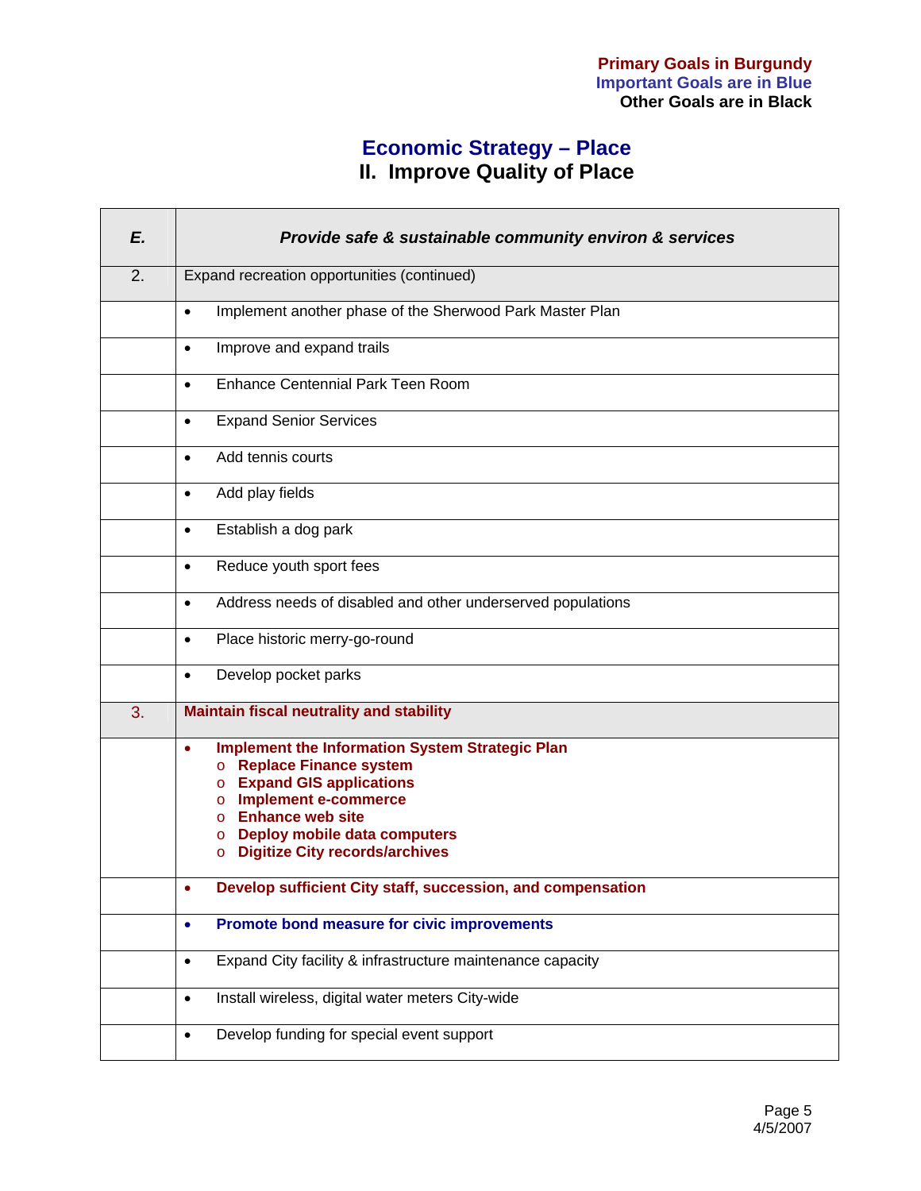Primary Goals in Burgundy
Important Goals are in Blue
Other Goals are in Black

# Economic Strategy – Place
## II. Improve Quality of Place

| ***E.*** | ***Provide safe & sustainable community environ & services*** |
|---|---|
| 2. | Expand recreation opportunities (continued) |
| | • Implement another phase of the Sherwood Park Master Plan |
| | • Improve and expand trails |
| | • Enhance Centennial Park Teen Room |
| | • Expand Senior Services |
| | • Add tennis courts |
| | • Add play fields |
| | • Establish a dog park |
| | • Reduce youth sport fees |
| | • Address needs of disabled and other underserved populations |
| | • Place historic merry-go-round |
| | • Develop pocket parks |
| 3. | **Maintain fiscal neutrality and stability** |
| | • **Implement the Information System Strategic Plan**<br>o **Replace Finance system**<br>o **Expand GIS applications**<br>o **Implement e-commerce**<br>o **Enhance web site**<br>o **Deploy mobile data computers**<br>o **Digitize City records/archives** |
| | • **Develop sufficient City staff, succession, and compensation** |
| | • **Promote bond measure for civic improvements** |
| | • Expand City facility & infrastructure maintenance capacity |
| | • Install wireless, digital water meters City-wide |
| | • Develop funding for special event support |

4/5/2007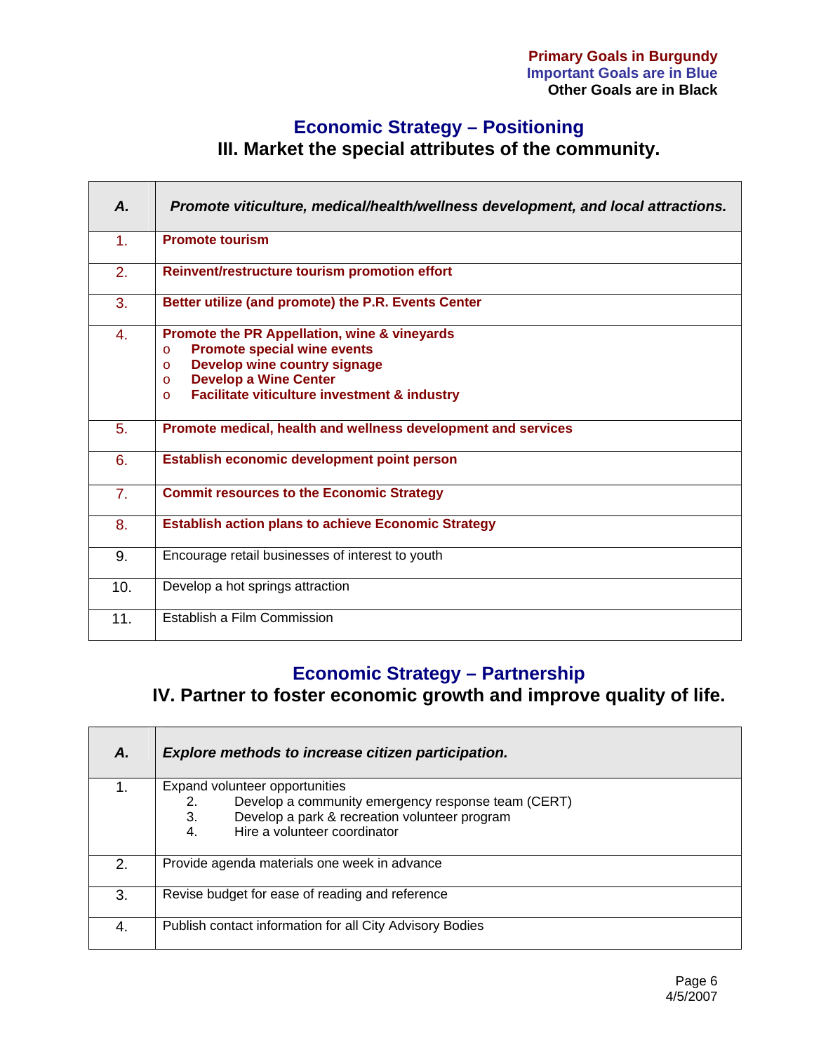**Primary Goals in Burgundy**
**Important Goals are in Blue**
**Other Goals are in Black**

## Economic Strategy – Positioning

### III. Market the special attributes of the community.

| ***A.*** | ***Promote viticulture, medical/health/wellness development, and local attractions.*** |
|---|---|
| 1. | **Promote tourism** |
| 2. | **Reinvent/restructure tourism promotion effort** |
| 3. | **Better utilize (and promote) the P.R. Events Center** |
| 4. | **Promote the PR Appellation, wine & vineyards**<br>o **Promote special wine events**<br>o **Develop wine country signage**<br>o **Develop a Wine Center**<br>o **Facilitate viticulture investment & industry** |
| 5. | **Promote medical, health and wellness development and services** |
| 6. | **Establish economic development point person** |
| 7. | **Commit resources to the Economic Strategy** |
| 8. | **Establish action plans to achieve Economic Strategy** |
| 9. | Encourage retail businesses of interest to youth |
| 10. | Develop a hot springs attraction |
| 11. | Establish a Film Commission |

## Economic Strategy – Partnership

### IV. Partner to foster economic growth and improve quality of life.

| ***A.*** | ***Explore methods to increase citizen participation.*** |
|---|---|
| 1. | Expand volunteer opportunities<br>2. Develop a community emergency response team (CERT)<br>3. Develop a park & recreation volunteer program<br>4. Hire a volunteer coordinator |
| 2. | Provide agenda materials one week in advance |
| 3. | Revise budget for ease of reading and reference |
| 4. | Publish contact information for all City Advisory Bodies |

4/5/2007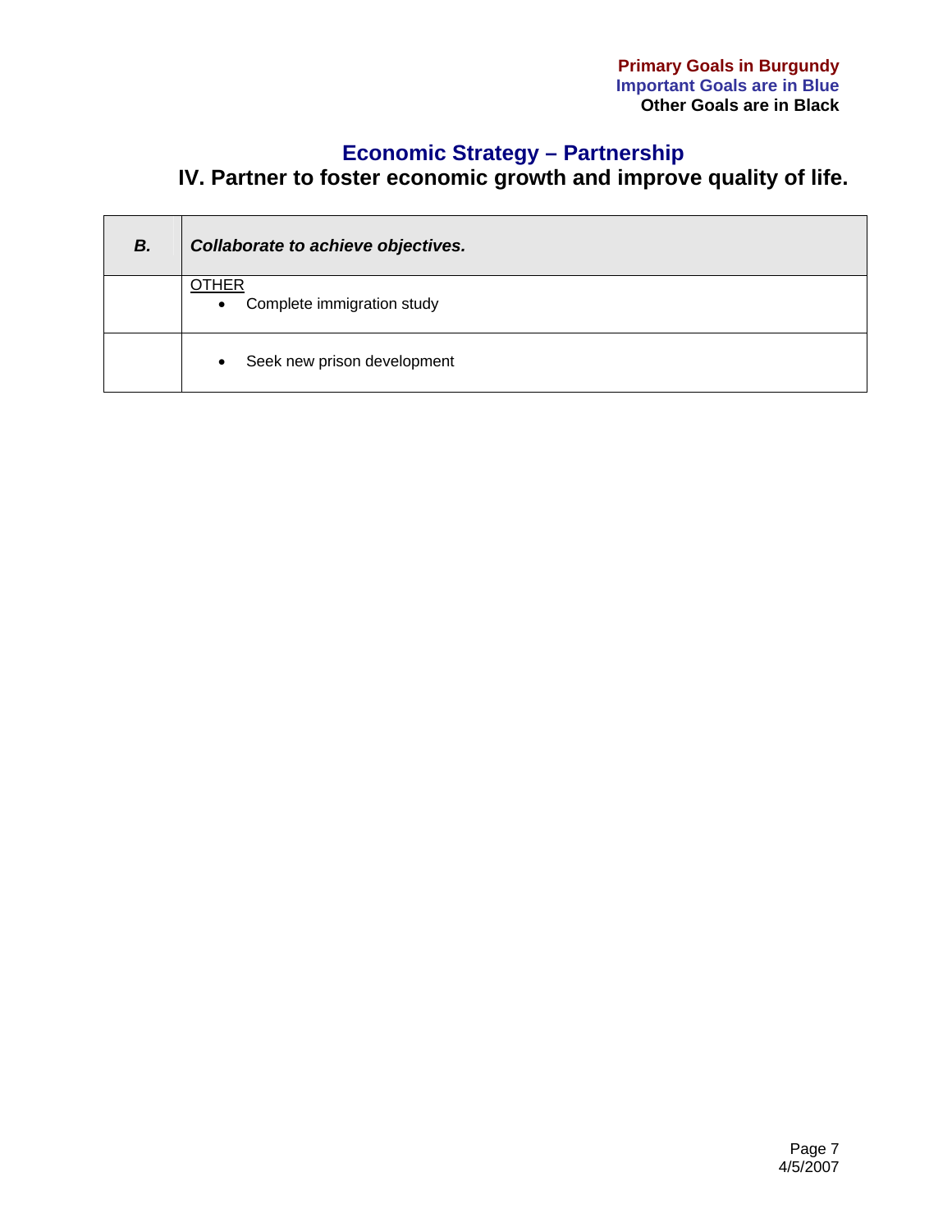**Primary Goals in Burgundy**
**Important Goals are in Blue**
**Other Goals are in Black**

## Economic Strategy – Partnership

## IV. Partner to foster economic growth and improve quality of life.

| | |
|---|---|
| ***B.*** | ***Collaborate to achieve objectives.*** |
| | OTHER<br>• Complete immigration study |
| | • Seek new prison development |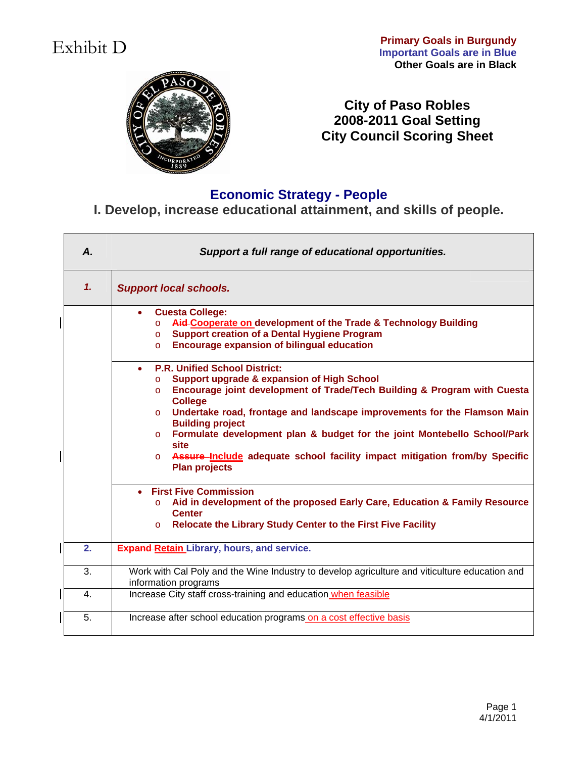Exhibit D

**Primary Goals in Burgundy**
**Important Goals are in Blue**
**Other Goals are in Black**

# City of Paso Robles
# 2008-2011 Goal Setting
# City Council Scoring Sheet

## Economic Strategy - People

## I. Develop, increase educational attainment, and skills of people.

| | |
|---|---|
| ***A.*** | ***Support a full range of educational opportunities.*** |
| ***1.*** | ***Support local schools.*** |
| | • **Cuesta College:**<br>o **~~Aid~~ Cooperate on development of the Trade & Technology Building**<br>o **Support creation of a Dental Hygiene Program**<br>o **Encourage expansion of bilingual education** |
| | • **P.R. Unified School District:**<br>o **Support upgrade & expansion of High School**<br>o **Encourage joint development of Trade/Tech Building & Program with Cuesta College**<br>o **Undertake road, frontage and landscape improvements for the Flamson Main Building project**<br>o **Formulate development plan & budget for the joint Montebello School/Park site**<br>o **~~Assure~~ Include adequate school facility impact mitigation from/by Specific Plan projects** |
| | • **First Five Commission**<br>o **Aid in development of the proposed Early Care, Education & Family Resource Center**<br>o **Relocate the Library Study Center to the First Five Facility** |
| **2.** | **~~Expand~~ Retain Library, hours, and service.** |
| 3. | Work with Cal Poly and the Wine Industry to develop agriculture and viticulture education and information programs |
| 4. | Increase City staff cross-training and education when feasible |
| 5. | Increase after school education programs on a cost effective basis |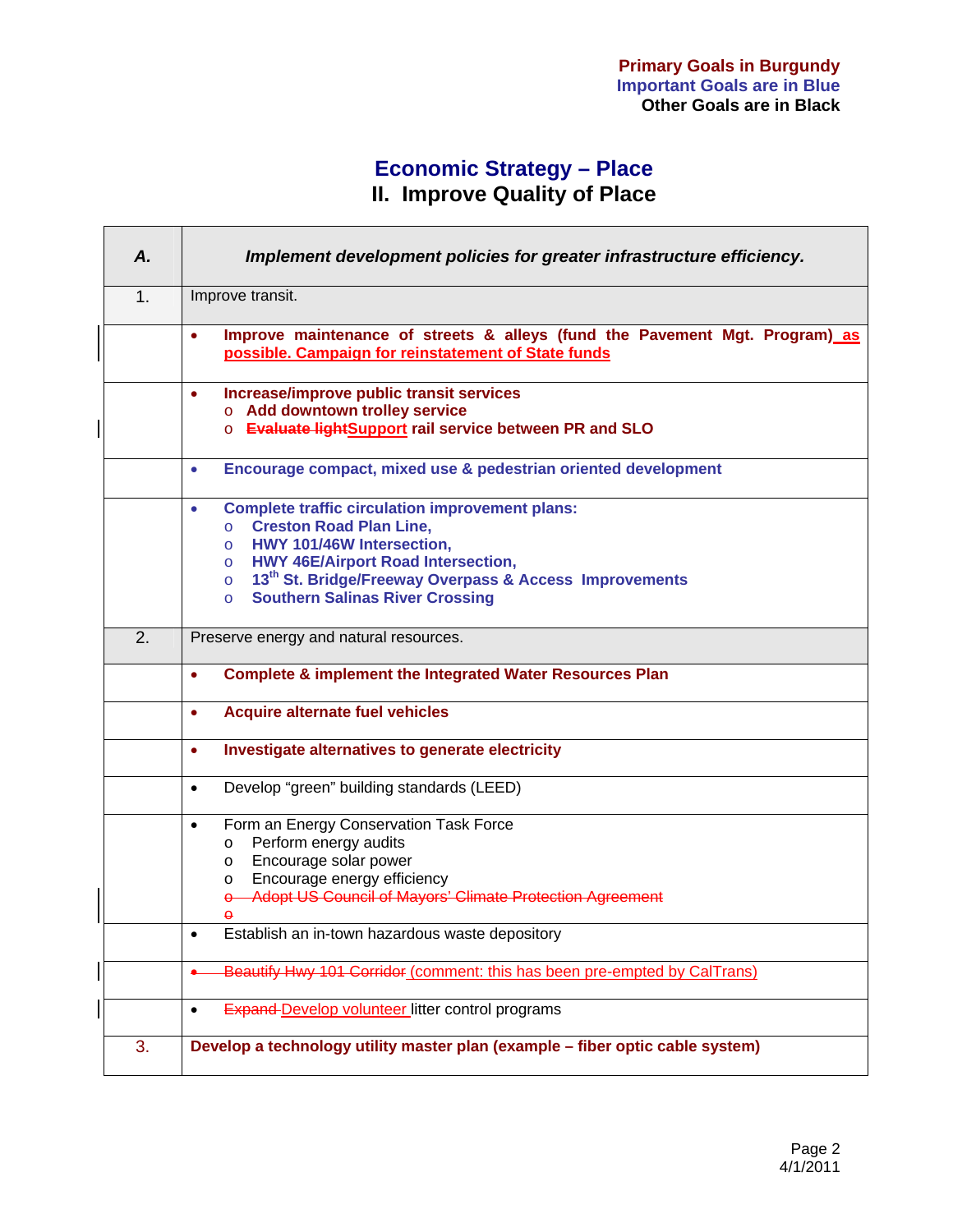**Primary Goals in Burgundy**
**Important Goals are in Blue**
**Other Goals are in Black**

# Economic Strategy – Place

## II. Improve Quality of Place

| | |
|---|---|
| ***A.*** | ***Implement development policies for greater infrastructure efficiency.*** |
| 1. | Improve transit. |
| | • **Improve maintenance of streets & alleys (fund the Pavement Mgt. Program) as possible. Campaign for reinstatement of State funds** |
| | • **Increase/improve public transit services**<br>o **Add downtown trolley service**<br>o **~~Evaluate light~~Support rail service between PR and SLO** |
| | • **Encourage compact, mixed use & pedestrian oriented development** |
| | • **Complete traffic circulation improvement plans:**<br>o **Creston Road Plan Line,**<br>o **HWY 101/46W Intersection,**<br>o **HWY 46E/Airport Road Intersection,**<br>o **13th St. Bridge/Freeway Overpass & Access Improvements**<br>o **Southern Salinas River Crossing** |
| 2. | Preserve energy and natural resources. |
| | • **Complete & implement the Integrated Water Resources Plan** |
| | • **Acquire alternate fuel vehicles** |
| | • **Investigate alternatives to generate electricity** |
| | • Develop "green" building standards (LEED) |
| | • Form an Energy Conservation Task Force<br>o Perform energy audits<br>o Encourage solar power<br>o Encourage energy efficiency<br>~~o Adopt US Council of Mayors' Climate Protection Agreement~~<br>~~o~~ |
| | • Establish an in-town hazardous waste depository |
| | ~~• Beautify Hwy 101 Corridor~~ (comment: this has been pre-empted by CalTrans) |
| | • ~~Expand~~ Develop volunteer litter control programs |
| 3. | **Develop a technology utility master plan (example – fiber optic cable system)** |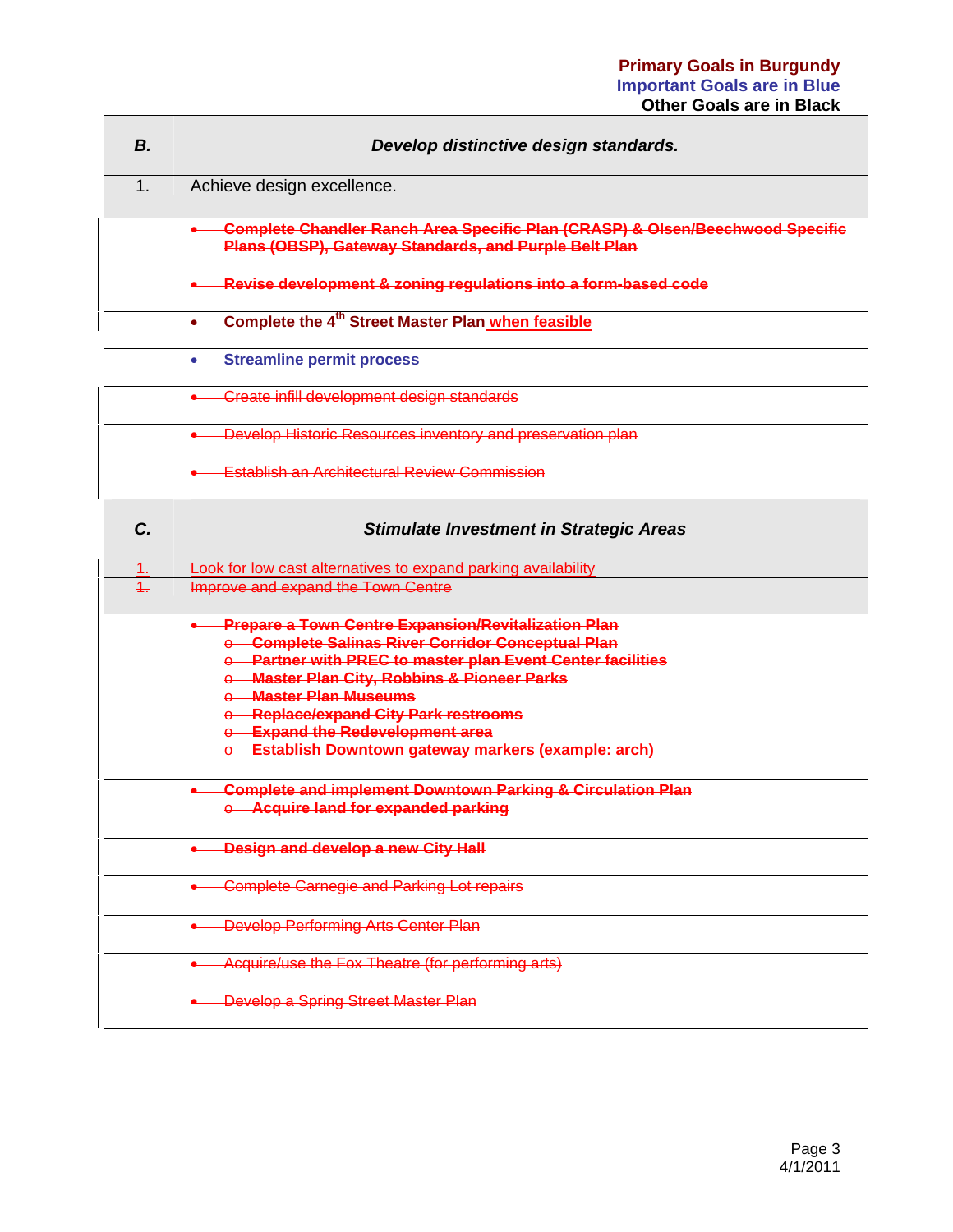**Primary Goals in Burgundy**
**Important Goals are in Blue**
**Other Goals are in Black**

| | |
|---|---|
| ***B.*** | ***Develop distinctive design standards.*** |
| 1. | Achieve design excellence. |
| | • ~~**Complete Chandler Ranch Area Specific Plan (CRASP) & Olsen/Beechwood Specific Plans (OBSP), Gateway Standards, and Purple Belt Plan**~~ |
| | • ~~**Revise development & zoning regulations into a form-based code**~~ |
| | • **Complete the 4th Street Master Plan** <ins>**when feasible**</ins> |
| | • **Streamline permit process** |
| | • ~~Create infill development design standards~~ |
| | • ~~Develop Historic Resources inventory and preservation plan~~ |
| | • ~~Establish an Architectural Review Commission~~ |
| ***C.*** | ***Stimulate Investment in Strategic Areas*** |
| <ins>1.</ins> | <ins>Look for low cast alternatives to expand parking availability</ins> |
| ~~1.~~ | ~~Improve and expand the Town Centre~~ |
| | • ~~**Prepare a Town Centre Expansion/Revitalization Plan**~~<br>o ~~**Complete Salinas River Corridor Conceptual Plan**~~<br>o ~~**Partner with PREC to master plan Event Center facilities**~~<br>o ~~**Master Plan City, Robbins & Pioneer Parks**~~<br>o ~~**Master Plan Museums**~~<br>o ~~**Replace/expand City Park restrooms**~~<br>o ~~**Expand the Redevelopment area**~~<br>o ~~**Establish Downtown gateway markers (example: arch)**~~ |
| | • ~~**Complete and implement Downtown Parking & Circulation Plan**~~<br>o ~~**Acquire land for expanded parking**~~ |
| | • ~~**Design and develop a new City Hall**~~ |
| | • ~~Complete Carnegie and Parking Lot repairs~~ |
| | • ~~Develop Performing Arts Center Plan~~ |
| | • ~~Acquire/use the Fox Theatre (for performing arts)~~ |
| | • ~~Develop a Spring Street Master Plan~~ |

4/1/2011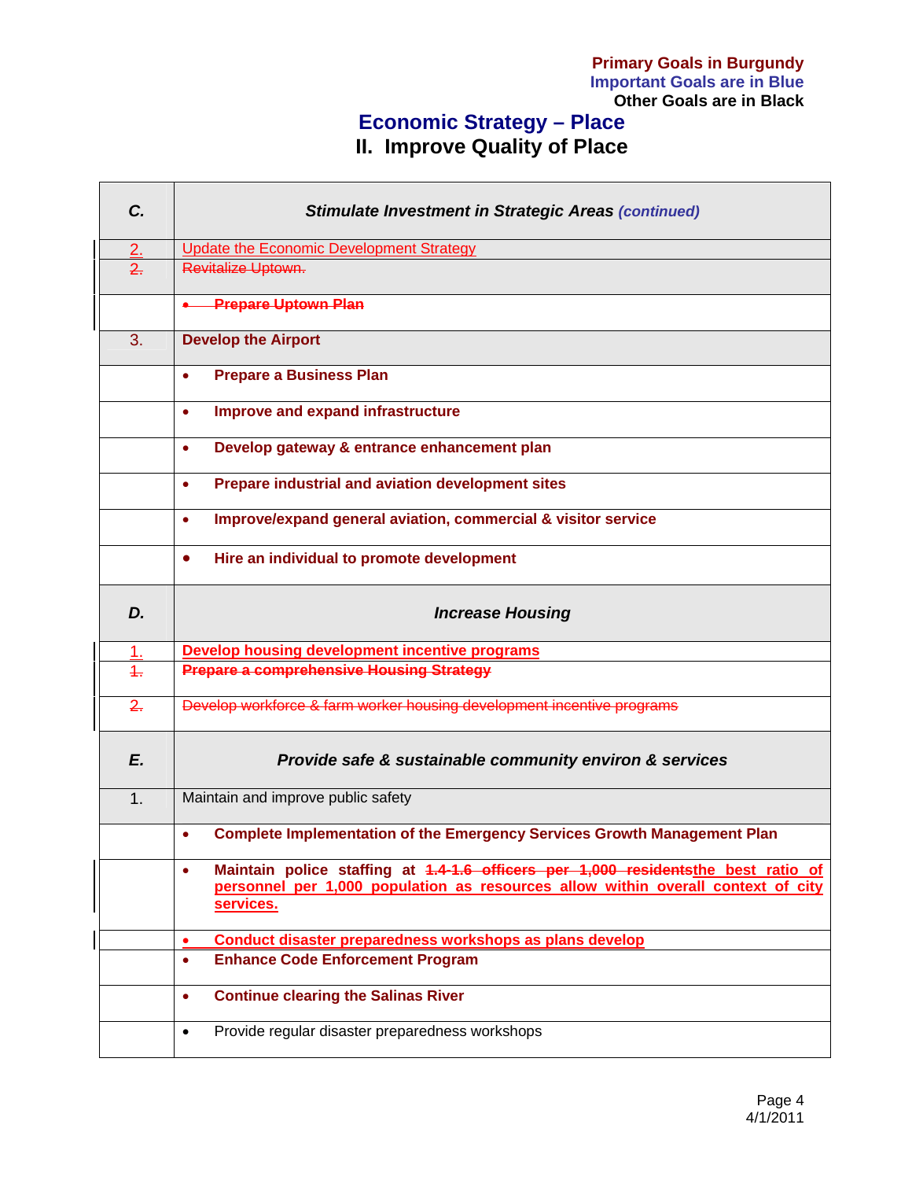Primary Goals in Burgundy
Important Goals are in Blue
Other Goals are in Black

# Economic Strategy – Place

## II. Improve Quality of Place

| | |
|---|---|
| ***C.*** | ***Stimulate Investment in Strategic Areas** (continued)* |
| 2. | Update the Economic Development Strategy |
| ~~2.~~ | ~~Revitalize Uptown.~~ |
| | • ~~**Prepare Uptown Plan**~~ |
| 3. | **Develop the Airport** |
| | • **Prepare a Business Plan** |
| | • **Improve and expand infrastructure** |
| | • **Develop gateway & entrance enhancement plan** |
| | • **Prepare industrial and aviation development sites** |
| | • **Improve/expand general aviation, commercial & visitor service** |
| | • **Hire an individual to promote development** |
| ***D.*** | ***Increase Housing*** |
| 1. | **Develop housing development incentive programs** |
| ~~1.~~ | ~~**Prepare a comprehensive Housing Strategy**~~ |
| ~~2.~~ | ~~Develop workforce & farm worker housing development incentive programs~~ |
| ***E.*** | ***Provide safe & sustainable community environ & services*** |
| 1. | Maintain and improve public safety |
| | • **Complete Implementation of the Emergency Services Growth Management Plan** |
| | • **Maintain police staffing at ~~1.4-1.6 officers per 1,000 residents~~the best ratio of personnel per 1,000 population as resources allow within overall context of city services.** |
| | • **Conduct disaster preparedness workshops as plans develop** |
| | • **Enhance Code Enforcement Program** |
| | • **Continue clearing the Salinas River** |
| | • Provide regular disaster preparedness workshops |

4/1/2011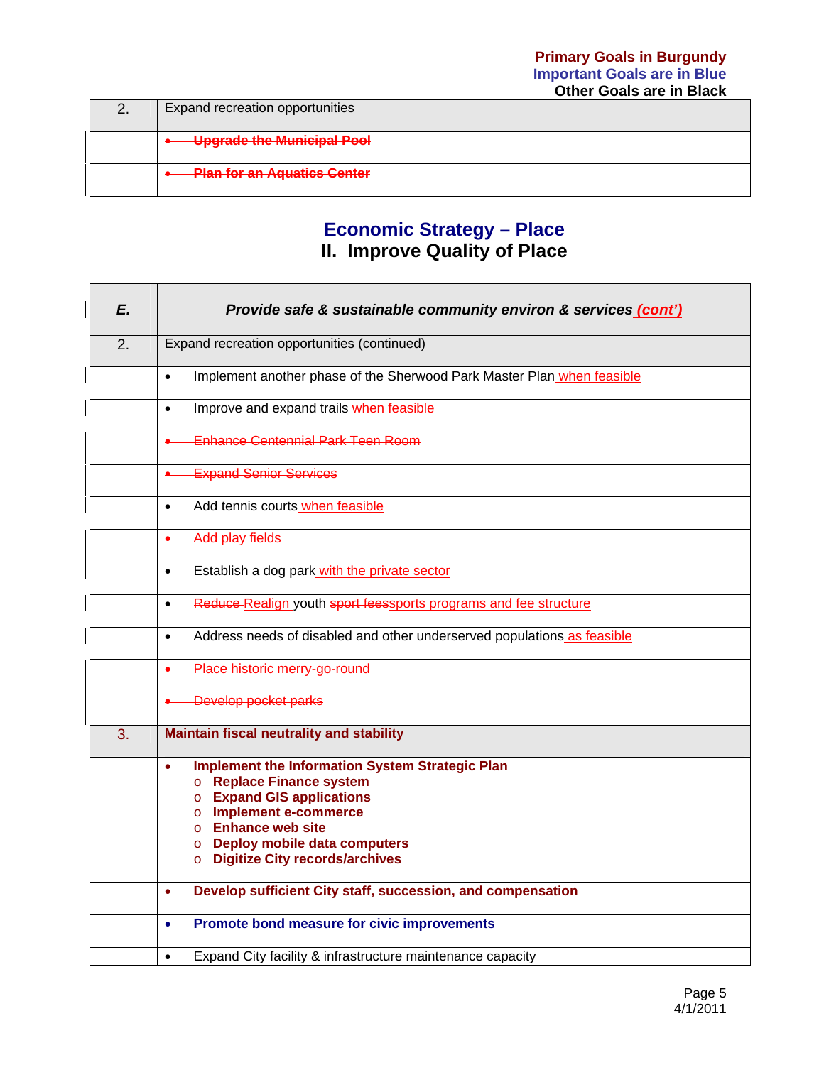Primary Goals in Burgundy
Important Goals are in Blue
Other Goals are in Black

| 2. | Expand recreation opportunities |
|---|---|
| | • ~~Upgrade the Municipal Pool~~ |
| | • ~~Plan for an Aquatics Center~~ |

## Economic Strategy – Place
## II. Improve Quality of Place

| *E.* | ***Provide safe & sustainable community environ & services (cont')*** |
|---|---|
| 2. | Expand recreation opportunities (continued) |
| | • Implement another phase of the Sherwood Park Master Plan when feasible |
| | • Improve and expand trails when feasible |
| | • ~~Enhance Centennial Park Teen Room~~ |
| | • ~~Expand Senior Services~~ |
| | • Add tennis courts when feasible |
| | • ~~Add play fields~~ |
| | • Establish a dog park with the private sector |
| | • ~~Reduce~~ Realign youth ~~sport fees~~sports programs and fee structure |
| | • Address needs of disabled and other underserved populations as feasible |
| | • ~~Place historic merry-go-round~~ |
| | • ~~Develop pocket parks~~ |
| 3. | **Maintain fiscal neutrality and stability** |
| | • **Implement the Information System Strategic Plan**<br>o **Replace Finance system**<br>o **Expand GIS applications**<br>o **Implement e-commerce**<br>o **Enhance web site**<br>o **Deploy mobile data computers**<br>o **Digitize City records/archives** |
| | • **Develop sufficient City staff, succession, and compensation** |
| | • **Promote bond measure for civic improvements** |
| | • Expand City facility & infrastructure maintenance capacity |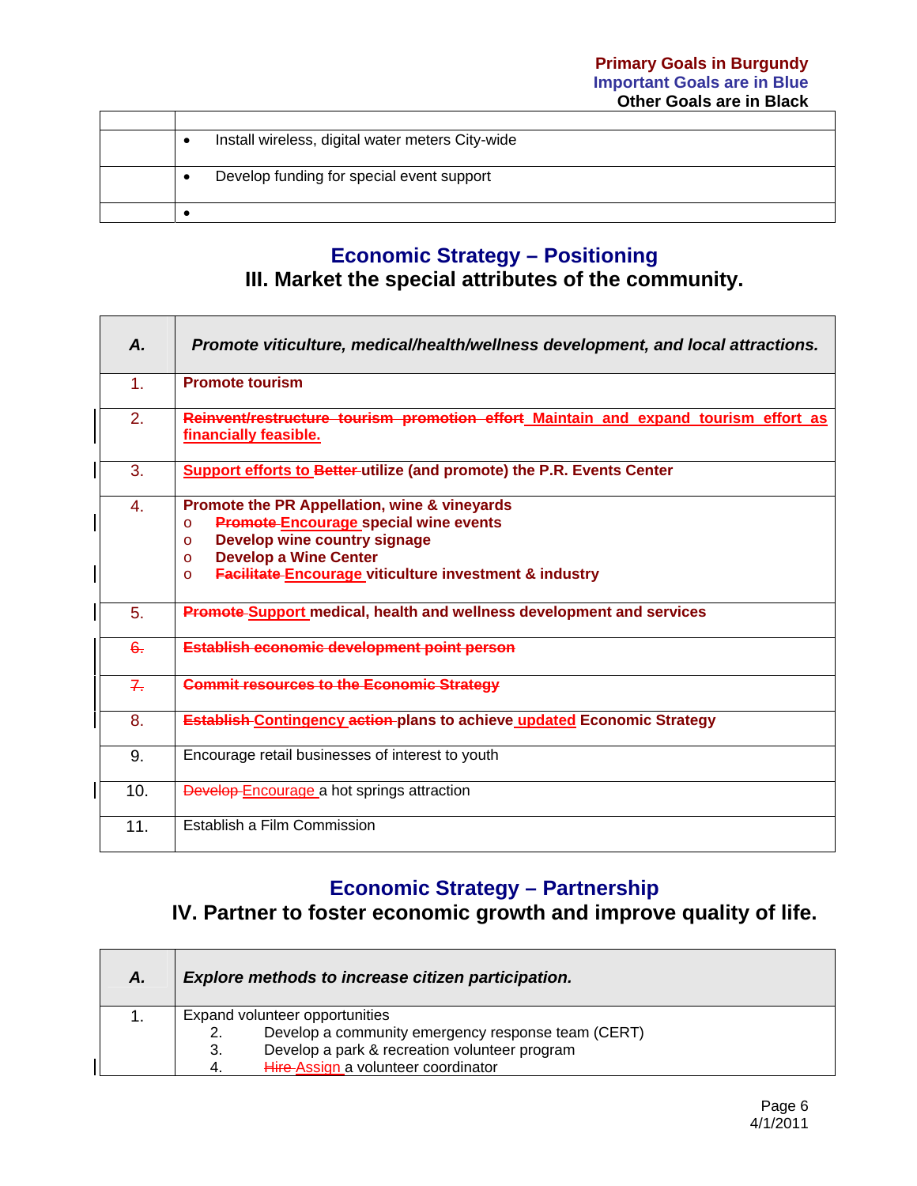Primary Goals in Burgundy
Important Goals are in Blue
Other Goals are in Black

| | |
|---|---|
| | • Install wireless, digital water meters City-wide |
| | • Develop funding for special event support |
| | • |

## Economic Strategy – Positioning

### III. Market the special attributes of the community.

| ***A.*** | ***Promote viticulture, medical/health/wellness development, and local attractions.*** |
|---|---|
| 1. | **Promote tourism** |
| 2. | **~~Reinvent/restructure tourism promotion effort~~ Maintain and expand tourism effort as financially feasible.** |
| 3. | **Support efforts to ~~Better~~ utilize (and promote) the P.R. Events Center** |
| 4. | **Promote the PR Appellation, wine & vineyards**<br>o **~~Promote~~ Encourage special wine events**<br>o **Develop wine country signage**<br>o **Develop a Wine Center**<br>o **~~Facilitate~~ Encourage viticulture investment & industry** |
| 5. | **~~Promote~~ Support medical, health and wellness development and services** |
| ~~6.~~ | **~~Establish economic development point person~~** |
| ~~7.~~ | **~~Commit resources to the Economic Strategy~~** |
| 8. | **~~Establish~~ Contingency ~~action~~ plans to achieve updated Economic Strategy** |
| 9. | Encourage retail businesses of interest to youth |
| 10. | ~~Develop~~ Encourage a hot springs attraction |
| 11. | Establish a Film Commission |

## Economic Strategy – Partnership

### IV. Partner to foster economic growth and improve quality of life.

| ***A.*** | ***Explore methods to increase citizen participation.*** |
|---|---|
| 1. | Expand volunteer opportunities<br>2. Develop a community emergency response team (CERT)<br>3. Develop a park & recreation volunteer program<br>4. ~~Hire~~ Assign a volunteer coordinator |

4/1/2011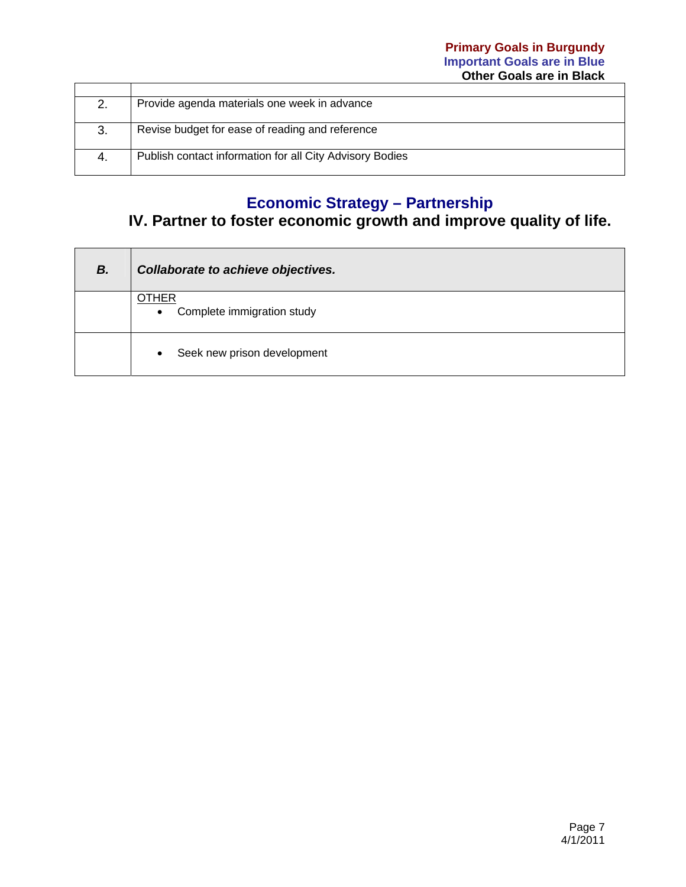**Primary Goals in Burgundy**
**Important Goals are in Blue**
**Other Goals are in Black**

| | |
|---|---|
| 2. | Provide agenda materials one week in advance |
| 3. | Revise budget for ease of reading and reference |
| 4. | Publish contact information for all City Advisory Bodies |

## Economic Strategy – Partnership

## IV. Partner to foster economic growth and improve quality of life.

| | |
|---|---|
| ***B.*** | ***Collaborate to achieve objectives.*** |
| | OTHER<br>• Complete immigration study |
| | • Seek new prison development |